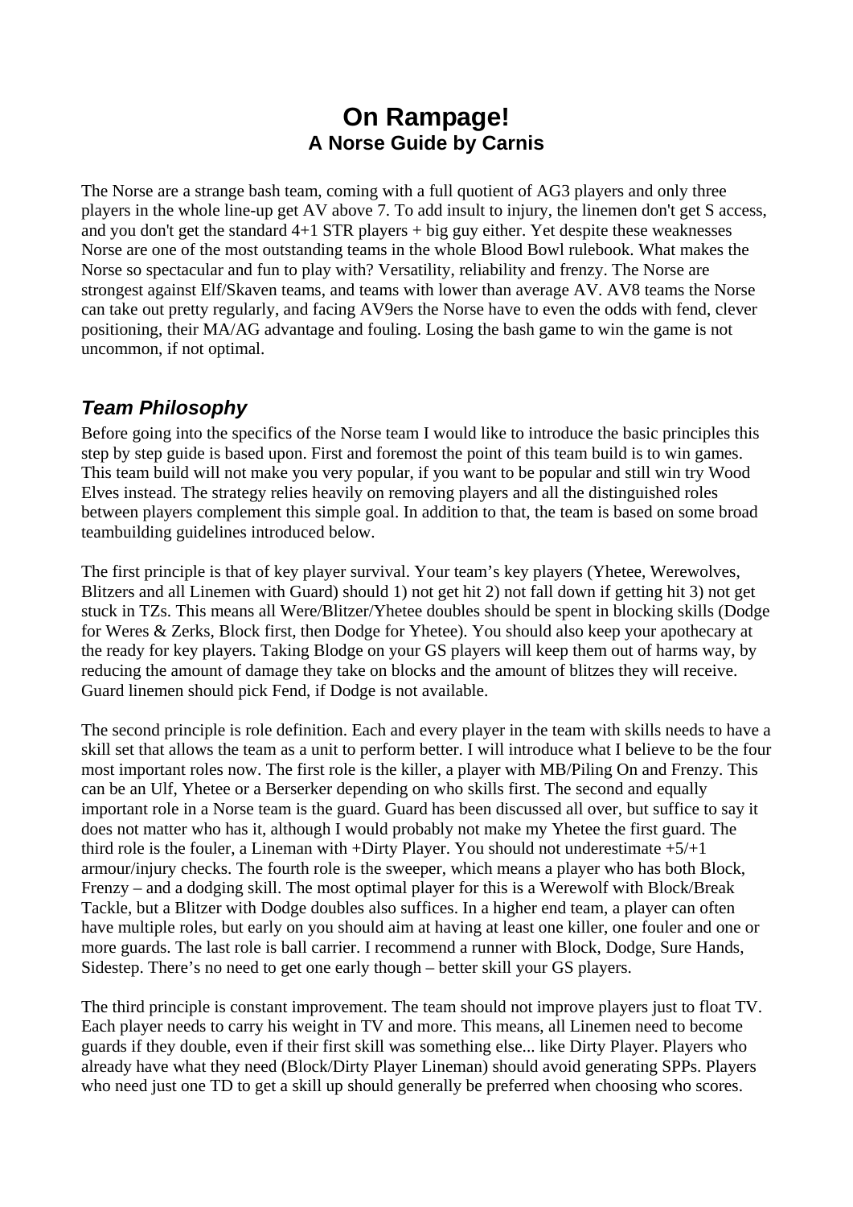# On Rampage!
## A Norse Guide by Carnis

The Norse are a strange bash team, coming with a full quotient of AG3 players and only three players in the whole line-up get AV above 7. To add insult to injury, the linemen don't get S access, and you don't get the standard 4+1 STR players + big guy either. Yet despite these weaknesses Norse are one of the most outstanding teams in the whole Blood Bowl rulebook. What makes the Norse so spectacular and fun to play with? Versatility, reliability and frenzy. The Norse are strongest against Elf/Skaven teams, and teams with lower than average AV. AV8 teams the Norse can take out pretty regularly, and facing AV9ers the Norse have to even the odds with fend, clever positioning, their MA/AG advantage and fouling. Losing the bash game to win the game is not uncommon, if not optimal.

### *Team Philosophy*

Before going into the specifics of the Norse team I would like to introduce the basic principles this step by step guide is based upon. First and foremost the point of this team build is to win games. This team build will not make you very popular, if you want to be popular and still win try Wood Elves instead. The strategy relies heavily on removing players and all the distinguished roles between players complement this simple goal. In addition to that, the team is based on some broad teambuilding guidelines introduced below.

The first principle is that of key player survival. Your team's key players (Yhetee, Werewolves, Blitzers and all Linemen with Guard) should 1) not get hit 2) not fall down if getting hit 3) not get stuck in TZs. This means all Were/Blitzer/Yhetee doubles should be spent in blocking skills (Dodge for Weres & Zerks, Block first, then Dodge for Yhetee). You should also keep your apothecary at the ready for key players. Taking Blodge on your GS players will keep them out of harms way, by reducing the amount of damage they take on blocks and the amount of blitzes they will receive. Guard linemen should pick Fend, if Dodge is not available.

The second principle is role definition. Each and every player in the team with skills needs to have a skill set that allows the team as a unit to perform better. I will introduce what I believe to be the four most important roles now. The first role is the killer, a player with MB/Piling On and Frenzy. This can be an Ulf, Yhetee or a Berserker depending on who skills first. The second and equally important role in a Norse team is the guard. Guard has been discussed all over, but suffice to say it does not matter who has it, although I would probably not make my Yhetee the first guard. The third role is the fouler, a Lineman with +Dirty Player. You should not underestimate +5/+1 armour/injury checks. The fourth role is the sweeper, which means a player who has both Block, Frenzy – and a dodging skill. The most optimal player for this is a Werewolf with Block/Break Tackle, but a Blitzer with Dodge doubles also suffices. In a higher end team, a player can often have multiple roles, but early on you should aim at having at least one killer, one fouler and one or more guards. The last role is ball carrier. I recommend a runner with Block, Dodge, Sure Hands, Sidestep. There's no need to get one early though – better skill your GS players.

The third principle is constant improvement. The team should not improve players just to float TV. Each player needs to carry his weight in TV and more. This means, all Linemen need to become guards if they double, even if their first skill was something else... like Dirty Player. Players who already have what they need (Block/Dirty Player Lineman) should avoid generating SPPs. Players who need just one TD to get a skill up should generally be preferred when choosing who scores.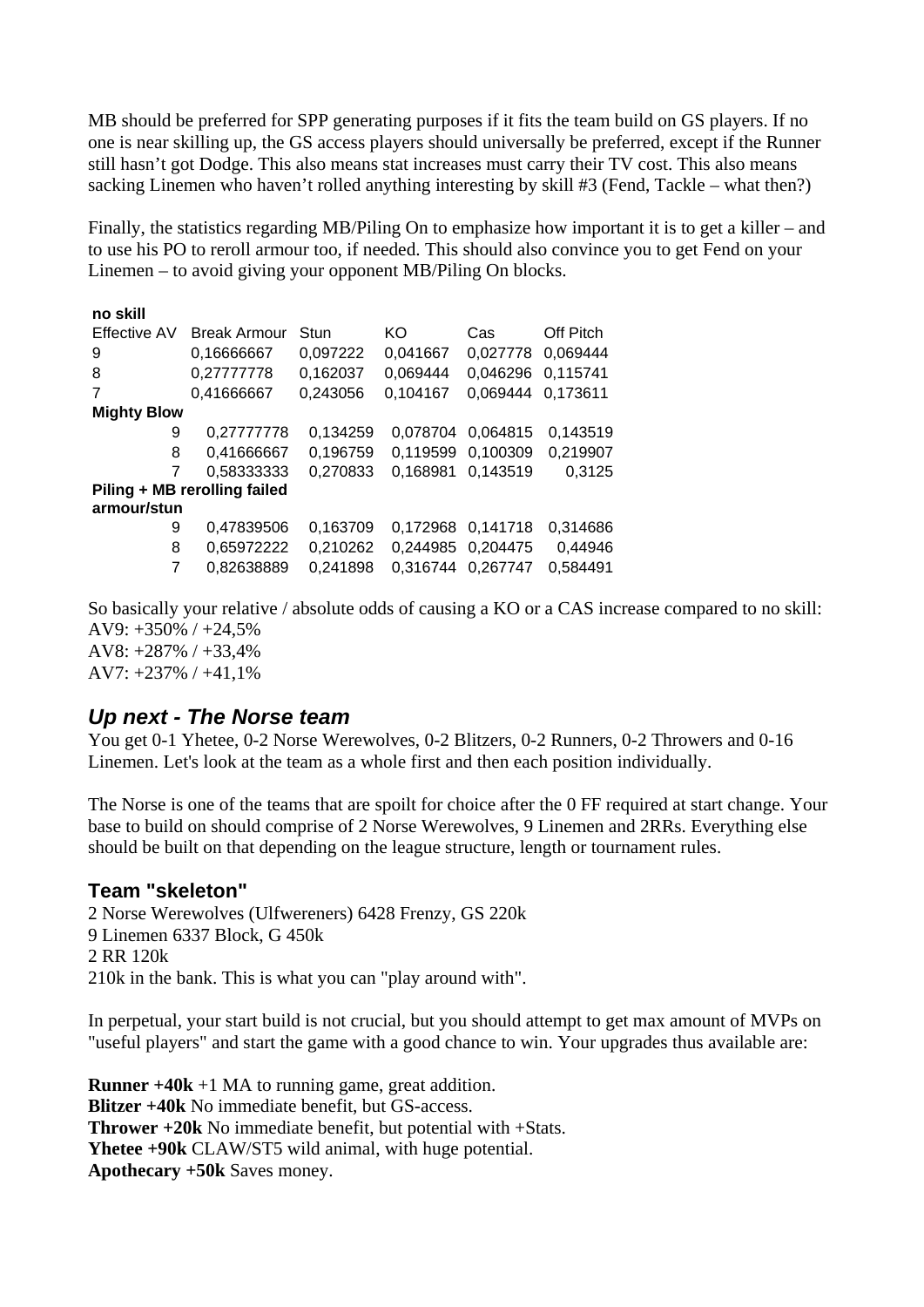MB should be preferred for SPP generating purposes if it fits the team build on GS players. If no one is near skilling up, the GS access players should universally be preferred, except if the Runner still hasn't got Dodge. This also means stat increases must carry their TV cost. This also means sacking Linemen who haven't rolled anything interesting by skill #3 (Fend, Tackle – what then?)

Finally, the statistics regarding MB/Piling On to emphasize how important it is to get a killer – and to use his PO to reroll armour too, if needed. This should also convince you to get Fend on your Linemen – to avoid giving your opponent MB/Piling On blocks.

| **no skill** | | | | | |
|---|---|---|---|---|---|
| Effective AV | Break Armour | Stun | KO | Cas | Off Pitch |
| 9 | 0,16666667 | 0,097222 | 0,041667 | 0,027778 | 0,069444 |
| 8 | 0,27777778 | 0,162037 | 0,069444 | 0,046296 | 0,115741 |
| 7 | 0,41666667 | 0,243056 | 0,104167 | 0,069444 | 0,173611 |
| **Mighty Blow** | | | | | |
| 9 | 0,27777778 | 0,134259 | 0,078704 | 0,064815 | 0,143519 |
| 8 | 0,41666667 | 0,196759 | 0,119599 | 0,100309 | 0,219907 |
| 7 | 0,58333333 | 0,270833 | 0,168981 | 0,143519 | 0,3125 |
| **Piling + MB rerolling failed armour/stun** | | | | | |
| 9 | 0,47839506 | 0,163709 | 0,172968 | 0,141718 | 0,314686 |
| 8 | 0,65972222 | 0,210262 | 0,244985 | 0,204475 | 0,44946 |
| 7 | 0,82638889 | 0,241898 | 0,316744 | 0,267747 | 0,584491 |

So basically your relative / absolute odds of causing a KO or a CAS increase compared to no skill:
AV9: +350% / +24,5%
AV8: +287% / +33,4%
AV7: +237% / +41,1%

## *Up next - The Norse team*

You get 0-1 Yhetee, 0-2 Norse Werewolves, 0-2 Blitzers, 0-2 Runners, 0-2 Throwers and 0-16 Linemen. Let's look at the team as a whole first and then each position individually.

The Norse is one of the teams that are spoilt for choice after the 0 FF required at start change. Your base to build on should comprise of 2 Norse Werewolves, 9 Linemen and 2RRs. Everything else should be built on that depending on the league structure, length or tournament rules.

### Team "skeleton"

2 Norse Werewolves (Ulfwereners) 6428 Frenzy, GS 220k
9 Linemen 6337 Block, G 450k
2 RR 120k
210k in the bank. This is what you can "play around with".

In perpetual, your start build is not crucial, but you should attempt to get max amount of MVPs on "useful players" and start the game with a good chance to win. Your upgrades thus available are:

**Runner +40k** +1 MA to running game, great addition.
**Blitzer +40k** No immediate benefit, but GS-access.
**Thrower +20k** No immediate benefit, but potential with +Stats.
**Yhetee +90k** CLAW/ST5 wild animal, with huge potential.
**Apothecary +50k** Saves money.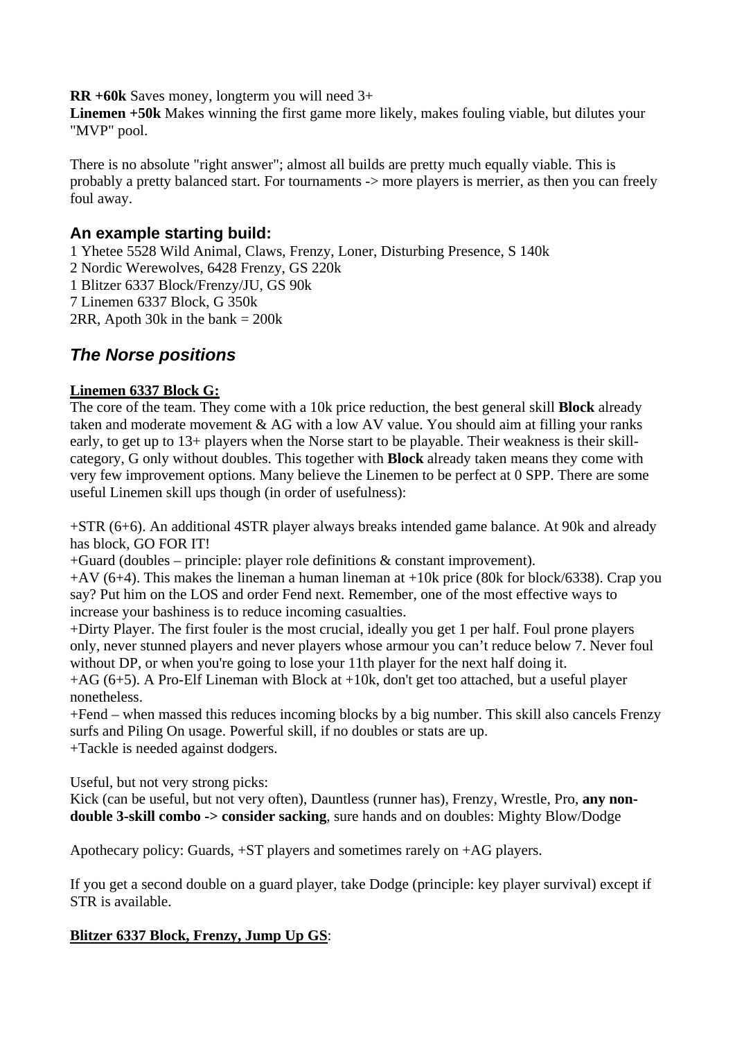**RR +60k** Saves money, longterm you will need 3+
**Linemen +50k** Makes winning the first game more likely, makes fouling viable, but dilutes your "MVP" pool.

There is no absolute "right answer"; almost all builds are pretty much equally viable. This is probably a pretty balanced start. For tournaments -> more players is merrier, as then you can freely foul away.

### An example starting build:

1 Yhetee 5528 Wild Animal, Claws, Frenzy, Loner, Disturbing Presence, S 140k
2 Nordic Werewolves, 6428 Frenzy, GS 220k
1 Blitzer 6337 Block/Frenzy/JU, GS 90k
7 Linemen 6337 Block, G 350k
2RR, Apoth 30k in the bank = 200k

## *The Norse positions*

**Linemen 6337 Block G:**

The core of the team. They come with a 10k price reduction, the best general skill **Block** already taken and moderate movement & AG with a low AV value. You should aim at filling your ranks early, to get up to 13+ players when the Norse start to be playable. Their weakness is their skill-category, G only without doubles. This together with **Block** already taken means they come with very few improvement options. Many believe the Linemen to be perfect at 0 SPP. There are some useful Linemen skill ups though (in order of usefulness):

+STR (6+6). An additional 4STR player always breaks intended game balance. At 90k and already has block, GO FOR IT!
+Guard (doubles – principle: player role definitions & constant improvement).
+AV (6+4). This makes the lineman a human lineman at +10k price (80k for block/6338). Crap you say? Put him on the LOS and order Fend next. Remember, one of the most effective ways to increase your bashiness is to reduce incoming casualties.
+Dirty Player. The first fouler is the most crucial, ideally you get 1 per half. Foul prone players only, never stunned players and never players whose armour you can't reduce below 7. Never foul without DP, or when you're going to lose your 11th player for the next half doing it.
+AG (6+5). A Pro-Elf Lineman with Block at +10k, don't get too attached, but a useful player nonetheless.
+Fend – when massed this reduces incoming blocks by a big number. This skill also cancels Frenzy surfs and Piling On usage. Powerful skill, if no doubles or stats are up.
+Tackle is needed against dodgers.

Useful, but not very strong picks:
Kick (can be useful, but not very often), Dauntless (runner has), Frenzy, Wrestle, Pro, **any non-double 3-skill combo -> consider sacking**, sure hands and on doubles: Mighty Blow/Dodge

Apothecary policy: Guards, +ST players and sometimes rarely on +AG players.

If you get a second double on a guard player, take Dodge (principle: key player survival) except if STR is available.

**Blitzer 6337 Block, Frenzy, Jump Up GS**: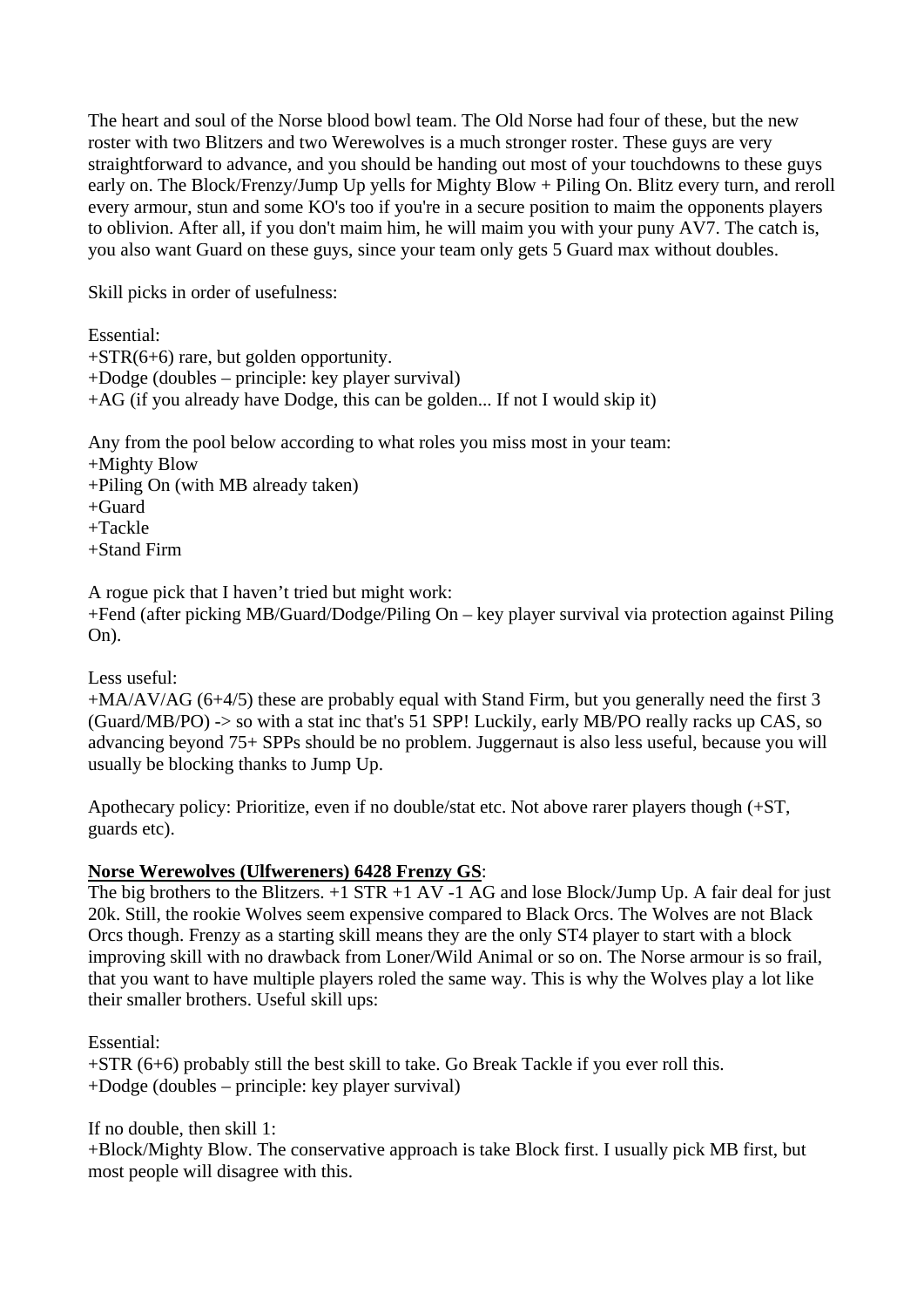The heart and soul of the Norse blood bowl team. The Old Norse had four of these, but the new roster with two Blitzers and two Werewolves is a much stronger roster. These guys are very straightforward to advance, and you should be handing out most of your touchdowns to these guys early on. The Block/Frenzy/Jump Up yells for Mighty Blow + Piling On. Blitz every turn, and reroll every armour, stun and some KO's too if you're in a secure position to maim the opponents players to oblivion. After all, if you don't maim him, he will maim you with your puny AV7. The catch is, you also want Guard on these guys, since your team only gets 5 Guard max without doubles.

Skill picks in order of usefulness:

Essential:
+STR(6+6) rare, but golden opportunity.
+Dodge (doubles – principle: key player survival)
+AG (if you already have Dodge, this can be golden... If not I would skip it)

Any from the pool below according to what roles you miss most in your team:
+Mighty Blow
+Piling On (with MB already taken)
+Guard
+Tackle
+Stand Firm

A rogue pick that I haven't tried but might work:
+Fend (after picking MB/Guard/Dodge/Piling On – key player survival via protection against Piling On).

Less useful:
+MA/AV/AG (6+4/5) these are probably equal with Stand Firm, but you generally need the first 3 (Guard/MB/PO) -> so with a stat inc that's 51 SPP! Luckily, early MB/PO really racks up CAS, so advancing beyond 75+ SPPs should be no problem. Juggernaut is also less useful, because you will usually be blocking thanks to Jump Up.

Apothecary policy: Prioritize, even if no double/stat etc. Not above rarer players though (+ST, guards etc).

**Norse Werewolves (Ulfwereners) 6428 Frenzy GS**:
The big brothers to the Blitzers. +1 STR +1 AV -1 AG and lose Block/Jump Up. A fair deal for just 20k. Still, the rookie Wolves seem expensive compared to Black Orcs. The Wolves are not Black Orcs though. Frenzy as a starting skill means they are the only ST4 player to start with a block improving skill with no drawback from Loner/Wild Animal or so on. The Norse armour is so frail, that you want to have multiple players roled the same way. This is why the Wolves play a lot like their smaller brothers. Useful skill ups:

Essential:
+STR (6+6) probably still the best skill to take. Go Break Tackle if you ever roll this.
+Dodge (doubles – principle: key player survival)

If no double, then skill 1:
+Block/Mighty Blow. The conservative approach is take Block first. I usually pick MB first, but most people will disagree with this.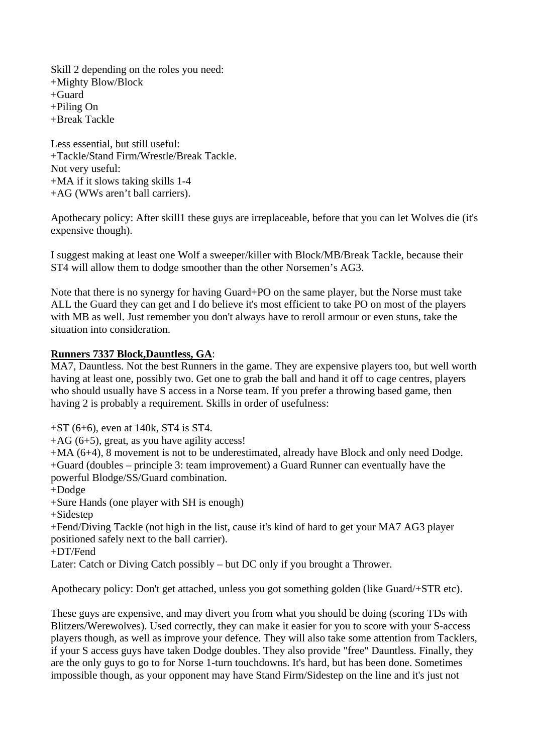Skill 2 depending on the roles you need:
+Mighty Blow/Block
+Guard
+Piling On
+Break Tackle

Less essential, but still useful:
+Tackle/Stand Firm/Wrestle/Break Tackle.
Not very useful:
+MA if it slows taking skills 1-4
+AG (WWs aren't ball carriers).

Apothecary policy: After skill1 these guys are irreplaceable, before that you can let Wolves die (it's expensive though).

I suggest making at least one Wolf a sweeper/killer with Block/MB/Break Tackle, because their ST4 will allow them to dodge smoother than the other Norsemen's AG3.

Note that there is no synergy for having Guard+PO on the same player, but the Norse must take ALL the Guard they can get and I do believe it's most efficient to take PO on most of the players with MB as well. Just remember you don't always have to reroll armour or even stuns, take the situation into consideration.

**Runners 7337 Block,Dauntless, GA**:
MA7, Dauntless. Not the best Runners in the game. They are expensive players too, but well worth having at least one, possibly two. Get one to grab the ball and hand it off to cage centres, players who should usually have S access in a Norse team. If you prefer a throwing based game, then having 2 is probably a requirement. Skills in order of usefulness:

+ST (6+6), even at 140k, ST4 is ST4.
+AG (6+5), great, as you have agility access!
+MA (6+4), 8 movement is not to be underestimated, already have Block and only need Dodge.
+Guard (doubles – principle 3: team improvement) a Guard Runner can eventually have the powerful Blodge/SS/Guard combination.
+Dodge
+Sure Hands (one player with SH is enough)
+Sidestep
+Fend/Diving Tackle (not high in the list, cause it's kind of hard to get your MA7 AG3 player positioned safely next to the ball carrier).
+DT/Fend
Later: Catch or Diving Catch possibly – but DC only if you brought a Thrower.

Apothecary policy: Don't get attached, unless you got something golden (like Guard/+STR etc).

These guys are expensive, and may divert you from what you should be doing (scoring TDs with Blitzers/Werewolves). Used correctly, they can make it easier for you to score with your S-access players though, as well as improve your defence. They will also take some attention from Tacklers, if your S access guys have taken Dodge doubles. They also provide "free" Dauntless. Finally, they are the only guys to go to for Norse 1-turn touchdowns. It's hard, but has been done. Sometimes impossible though, as your opponent may have Stand Firm/Sidestep on the line and it's just not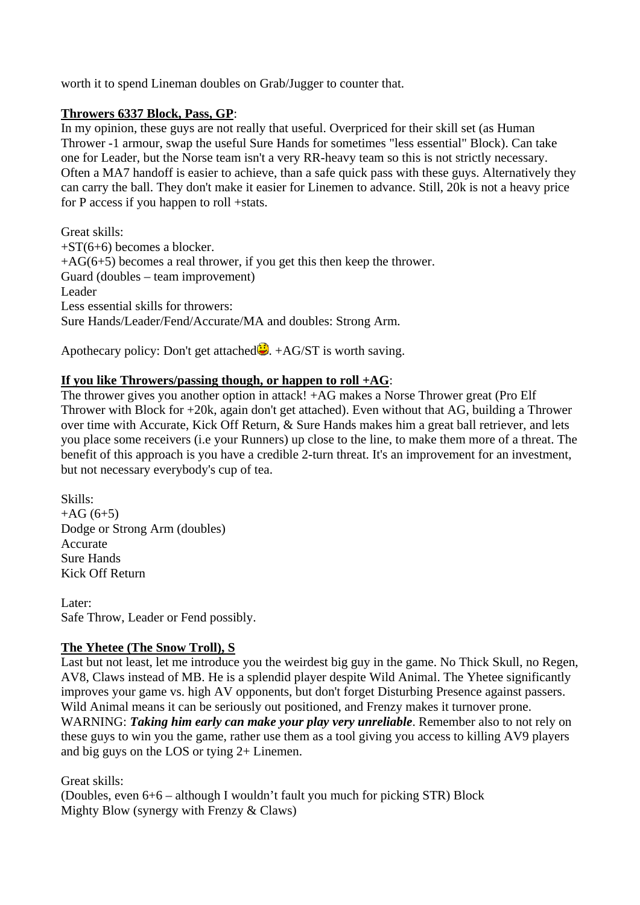worth it to spend Lineman doubles on Grab/Jugger to counter that.

**Throwers 6337 Block, Pass, GP**:
In my opinion, these guys are not really that useful. Overpriced for their skill set (as Human Thrower -1 armour, swap the useful Sure Hands for sometimes "less essential" Block). Can take one for Leader, but the Norse team isn't a very RR-heavy team so this is not strictly necessary. Often a MA7 handoff is easier to achieve, than a safe quick pass with these guys. Alternatively they can carry the ball. They don't make it easier for Linemen to advance. Still, 20k is not a heavy price for P access if you happen to roll +stats.

Great skills:
+ST(6+6) becomes a blocker.
+AG(6+5) becomes a real thrower, if you get this then keep the thrower.
Guard (doubles – team improvement)
Leader
Less essential skills for throwers:
Sure Hands/Leader/Fend/Accurate/MA and doubles: Strong Arm.

Apothecary policy: Don't get attached. +AG/ST is worth saving.

**If you like Throwers/passing though, or happen to roll +AG**:
The thrower gives you another option in attack! +AG makes a Norse Thrower great (Pro Elf Thrower with Block for +20k, again don't get attached). Even without that AG, building a Thrower over time with Accurate, Kick Off Return, & Sure Hands makes him a great ball retriever, and lets you place some receivers (i.e your Runners) up close to the line, to make them more of a threat. The benefit of this approach is you have a credible 2-turn threat. It's an improvement for an investment, but not necessary everybody's cup of tea.

Skills:
+AG (6+5)
Dodge or Strong Arm (doubles)
Accurate
Sure Hands
Kick Off Return

Later:
Safe Throw, Leader or Fend possibly.

**The Yhetee (The Snow Troll), S**
Last but not least, let me introduce you the weirdest big guy in the game. No Thick Skull, no Regen, AV8, Claws instead of MB. He is a splendid player despite Wild Animal. The Yhetee significantly improves your game vs. high AV opponents, but don't forget Disturbing Presence against passers. Wild Animal means it can be seriously out positioned, and Frenzy makes it turnover prone. WARNING: ***Taking him early can make your play very unreliable***. Remember also to not rely on these guys to win you the game, rather use them as a tool giving you access to killing AV9 players and big guys on the LOS or tying 2+ Linemen.

Great skills:
(Doubles, even 6+6 – although I wouldn't fault you much for picking STR) Block
Mighty Blow (synergy with Frenzy & Claws)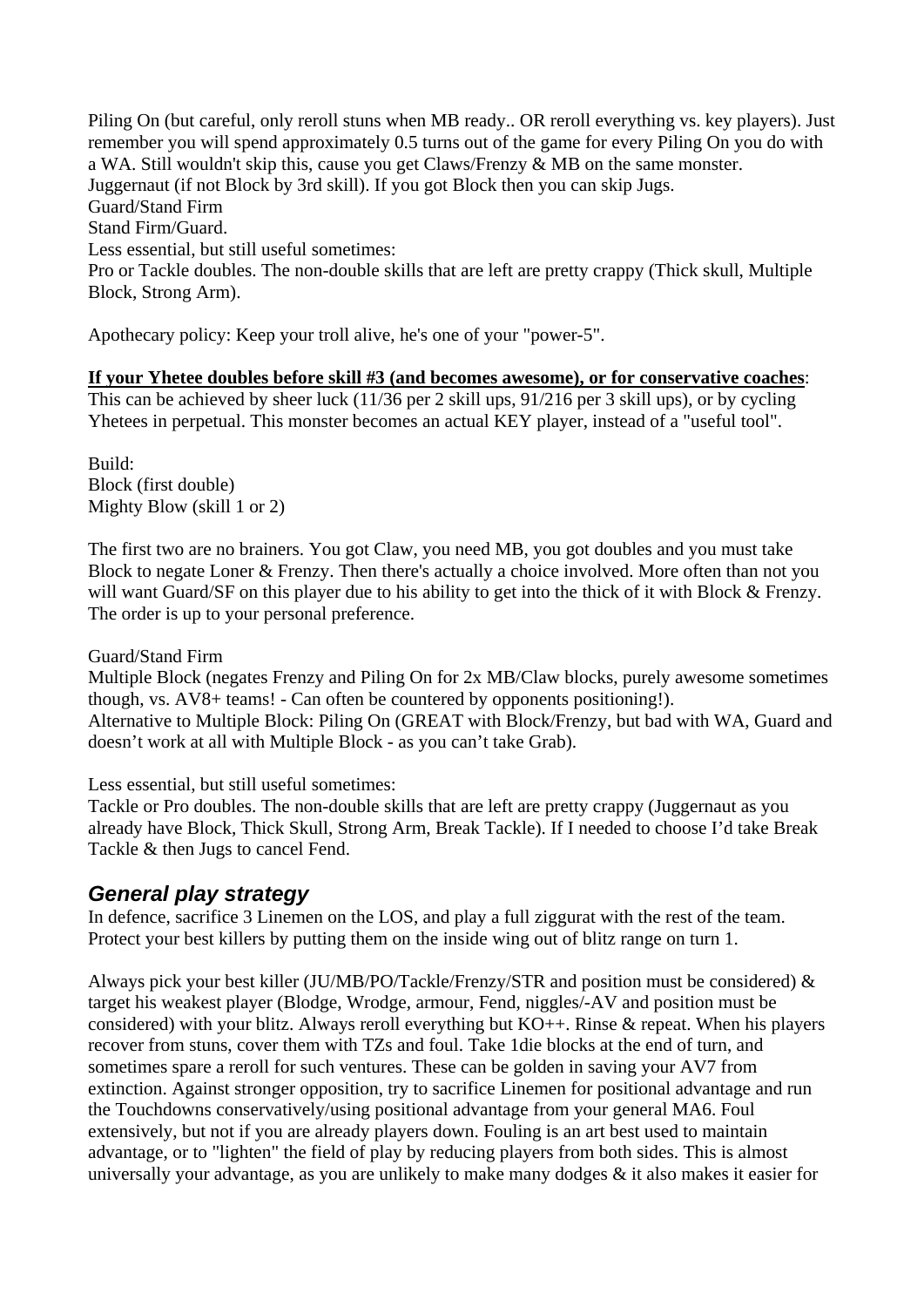Piling On (but careful, only reroll stuns when MB ready.. OR reroll everything vs. key players). Just remember you will spend approximately 0.5 turns out of the game for every Piling On you do with a WA. Still wouldn't skip this, cause you get Claws/Frenzy & MB on the same monster.
Juggernaut (if not Block by 3rd skill). If you got Block then you can skip Jugs.
Guard/Stand Firm
Stand Firm/Guard.
Less essential, but still useful sometimes:
Pro or Tackle doubles. The non-double skills that are left are pretty crappy (Thick skull, Multiple Block, Strong Arm).

Apothecary policy: Keep your troll alive, he's one of your "power-5".

**<u>If your Yhetee doubles before skill #3 (and becomes awesome), or for conservative coaches</u>**:
This can be achieved by sheer luck (11/36 per 2 skill ups, 91/216 per 3 skill ups), or by cycling Yhetees in perpetual. This monster becomes an actual KEY player, instead of a "useful tool".

Build:
Block (first double)
Mighty Blow (skill 1 or 2)

The first two are no brainers. You got Claw, you need MB, you got doubles and you must take Block to negate Loner & Frenzy. Then there's actually a choice involved. More often than not you will want Guard/SF on this player due to his ability to get into the thick of it with Block & Frenzy. The order is up to your personal preference.

Guard/Stand Firm
Multiple Block (negates Frenzy and Piling On for 2x MB/Claw blocks, purely awesome sometimes though, vs. AV8+ teams! - Can often be countered by opponents positioning!).
Alternative to Multiple Block: Piling On (GREAT with Block/Frenzy, but bad with WA, Guard and doesn't work at all with Multiple Block - as you can't take Grab).

Less essential, but still useful sometimes:
Tackle or Pro doubles. The non-double skills that are left are pretty crappy (Juggernaut as you already have Block, Thick Skull, Strong Arm, Break Tackle). If I needed to choose I'd take Break Tackle & then Jugs to cancel Fend.

## *General play strategy*

In defence, sacrifice 3 Linemen on the LOS, and play a full ziggurat with the rest of the team. Protect your best killers by putting them on the inside wing out of blitz range on turn 1.

Always pick your best killer (JU/MB/PO/Tackle/Frenzy/STR and position must be considered) & target his weakest player (Blodge, Wrodge, armour, Fend, niggles/-AV and position must be considered) with your blitz. Always reroll everything but KO++. Rinse & repeat. When his players recover from stuns, cover them with TZs and foul. Take 1die blocks at the end of turn, and sometimes spare a reroll for such ventures. These can be golden in saving your AV7 from extinction. Against stronger opposition, try to sacrifice Linemen for positional advantage and run the Touchdowns conservatively/using positional advantage from your general MA6. Foul extensively, but not if you are already players down. Fouling is an art best used to maintain advantage, or to "lighten" the field of play by reducing players from both sides. This is almost universally your advantage, as you are unlikely to make many dodges & it also makes it easier for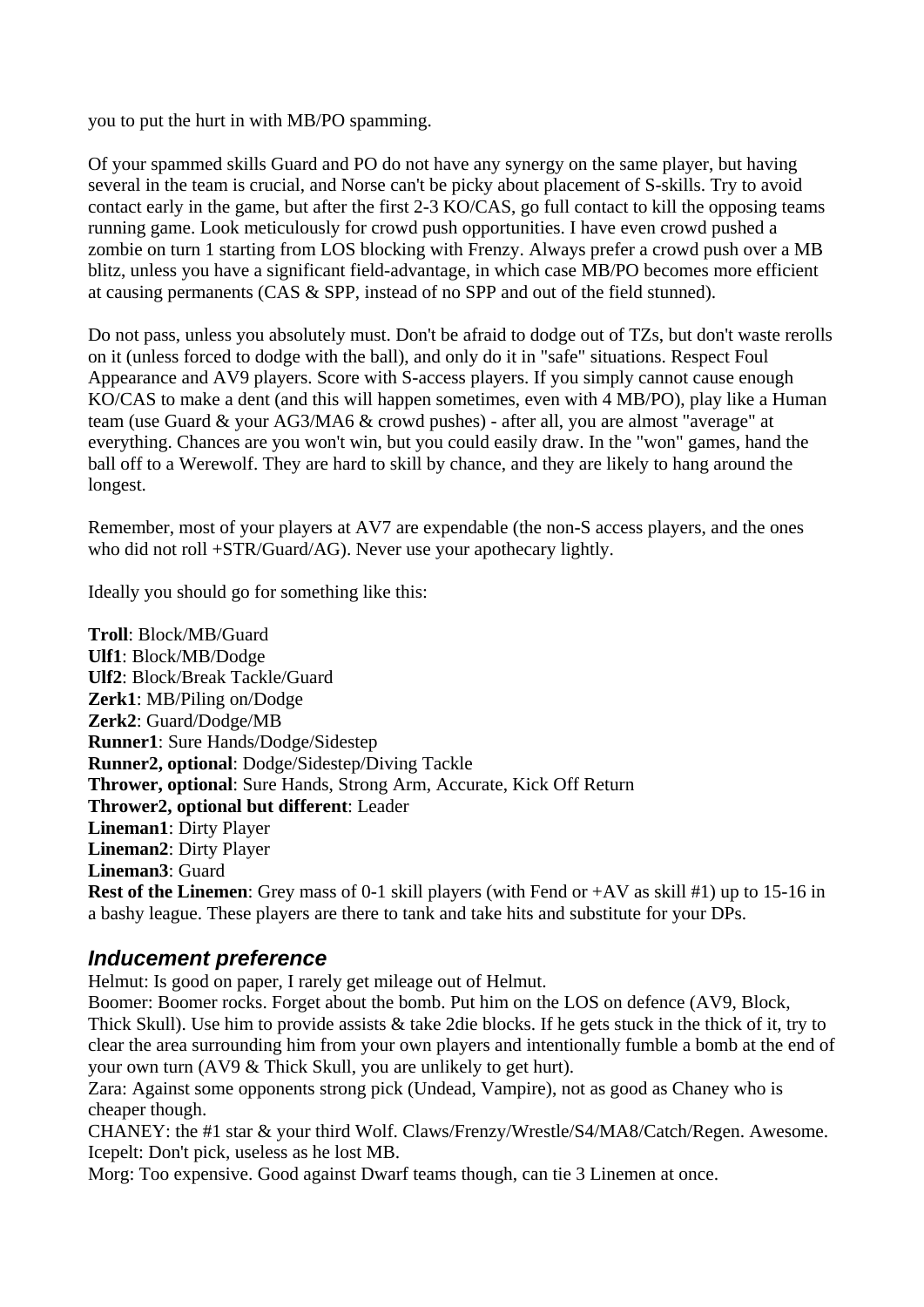you to put the hurt in with MB/PO spamming.

Of your spammed skills Guard and PO do not have any synergy on the same player, but having several in the team is crucial, and Norse can't be picky about placement of S-skills. Try to avoid contact early in the game, but after the first 2-3 KO/CAS, go full contact to kill the opposing teams running game. Look meticulously for crowd push opportunities. I have even crowd pushed a zombie on turn 1 starting from LOS blocking with Frenzy. Always prefer a crowd push over a MB blitz, unless you have a significant field-advantage, in which case MB/PO becomes more efficient at causing permanents (CAS & SPP, instead of no SPP and out of the field stunned).

Do not pass, unless you absolutely must. Don't be afraid to dodge out of TZs, but don't waste rerolls on it (unless forced to dodge with the ball), and only do it in "safe" situations. Respect Foul Appearance and AV9 players. Score with S-access players. If you simply cannot cause enough KO/CAS to make a dent (and this will happen sometimes, even with 4 MB/PO), play like a Human team (use Guard & your AG3/MA6 & crowd pushes) - after all, you are almost "average" at everything. Chances are you won't win, but you could easily draw. In the "won" games, hand the ball off to a Werewolf. They are hard to skill by chance, and they are likely to hang around the longest.

Remember, most of your players at AV7 are expendable (the non-S access players, and the ones who did not roll +STR/Guard/AG). Never use your apothecary lightly.

Ideally you should go for something like this:

**Troll**: Block/MB/Guard
**Ulf1**: Block/MB/Dodge
**Ulf2**: Block/Break Tackle/Guard
**Zerk1**: MB/Piling on/Dodge
**Zerk2**: Guard/Dodge/MB
**Runner1**: Sure Hands/Dodge/Sidestep
**Runner2, optional**: Dodge/Sidestep/Diving Tackle
**Thrower, optional**: Sure Hands, Strong Arm, Accurate, Kick Off Return
**Thrower2, optional but different**: Leader
**Lineman1**: Dirty Player
**Lineman2**: Dirty Player
**Lineman3**: Guard
**Rest of the Linemen**: Grey mass of 0-1 skill players (with Fend or +AV as skill #1) up to 15-16 in a bashy league. These players are there to tank and take hits and substitute for your DPs.

### *Inducement preference*

Helmut: Is good on paper, I rarely get mileage out of Helmut.
Boomer: Boomer rocks. Forget about the bomb. Put him on the LOS on defence (AV9, Block, Thick Skull). Use him to provide assists & take 2die blocks. If he gets stuck in the thick of it, try to clear the area surrounding him from your own players and intentionally fumble a bomb at the end of your own turn (AV9 & Thick Skull, you are unlikely to get hurt).
Zara: Against some opponents strong pick (Undead, Vampire), not as good as Chaney who is cheaper though.
CHANEY: the #1 star & your third Wolf. Claws/Frenzy/Wrestle/S4/MA8/Catch/Regen. Awesome.
Icepelt: Don't pick, useless as he lost MB.
Morg: Too expensive. Good against Dwarf teams though, can tie 3 Linemen at once.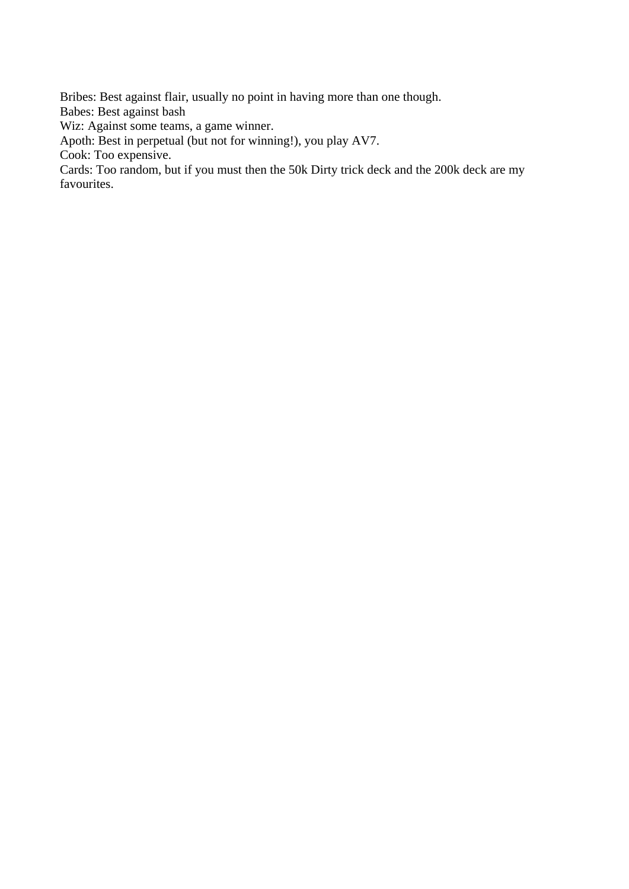Bribes: Best against flair, usually no point in having more than one though.
Babes: Best against bash
Wiz: Against some teams, a game winner.
Apoth: Best in perpetual (but not for winning!), you play AV7.
Cook: Too expensive.
Cards: Too random, but if you must then the 50k Dirty trick deck and the 200k deck are my favourites.